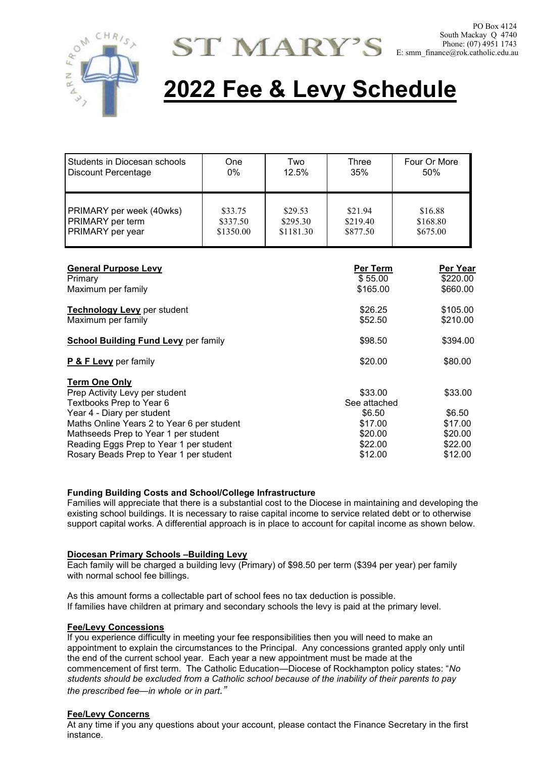PO Box 4124
South Mackay Q 4740
Phone: (07) 4951 1743
E: smm_finance@rok.catholic.edu.au

# ST MARY'S

# 2022 Fee & Levy Schedule

| Students in Diocesan schools<br>Discount Percentage | One<br>0% | Two<br>12.5% | Three<br>35% | Four Or More<br>50% |
|---|---|---|---|---|
| PRIMARY per week (40wks) | $33.75 | $29.53 | $21.94 | $16.88 |
| PRIMARY per term | $337.50 | $295.30 | $219.40 | $168.80 |
| PRIMARY per year | $1350.00 | $1181.30 | $877.50 | $675.00 |

| | Per Term | Per Year |
|---|---|---|
| **General Purpose Levy** | | |
| Primary | $ 55.00 | $220.00 |
| Maximum per family | $165.00 | $660.00 |
| **Technology Levy** per student | $26.25 | $105.00 |
| Maximum per family | $52.50 | $210.00 |
| **School Building Fund Levy** per family | $98.50 | $394.00 |
| **P & F Levy** per family | $20.00 | $80.00 |
| **Term One Only** | | |
| Prep Activity Levy per student | $33.00 | $33.00 |
| Textbooks Prep to Year 6 | See attached | |
| Year 4 - Diary per student | $6.50 | $6.50 |
| Maths Online Years 2 to Year 6 per student | $17.00 | $17.00 |
| Mathseeds Prep to Year 1 per student | $20.00 | $20.00 |
| Reading Eggs Prep to Year 1 per student | $22.00 | $22.00 |
| Rosary Beads Prep to Year 1 per student | $12.00 | $12.00 |

**Funding Building Costs and School/College Infrastructure**

Families will appreciate that there is a substantial cost to the Diocese in maintaining and developing the existing school buildings. It is necessary to raise capital income to service related debt or to otherwise support capital works. A differential approach is in place to account for capital income as shown below.

**Diocesan Primary Schools –Building Levy**

Each family will be charged a building levy (Primary) of $98.50 per term ($394 per year) per family with normal school fee billings.

As this amount forms a collectable part of school fees no tax deduction is possible.
If families have children at primary and secondary schools the levy is paid at the primary level.

**Fee/Levy Concessions**

If you experience difficulty in meeting your fee responsibilities then you will need to make an appointment to explain the circumstances to the Principal. Any concessions granted apply only until the end of the current school year. Each year a new appointment must be made at the commencement of first term. The Catholic Education—Diocese of Rockhampton policy states: "*No students should be excluded from a Catholic school because of the inability of their parents to pay the prescribed fee—in whole or in part.*"

**Fee/Levy Concerns**

At any time if you any questions about your account, please contact the Finance Secretary in the first instance.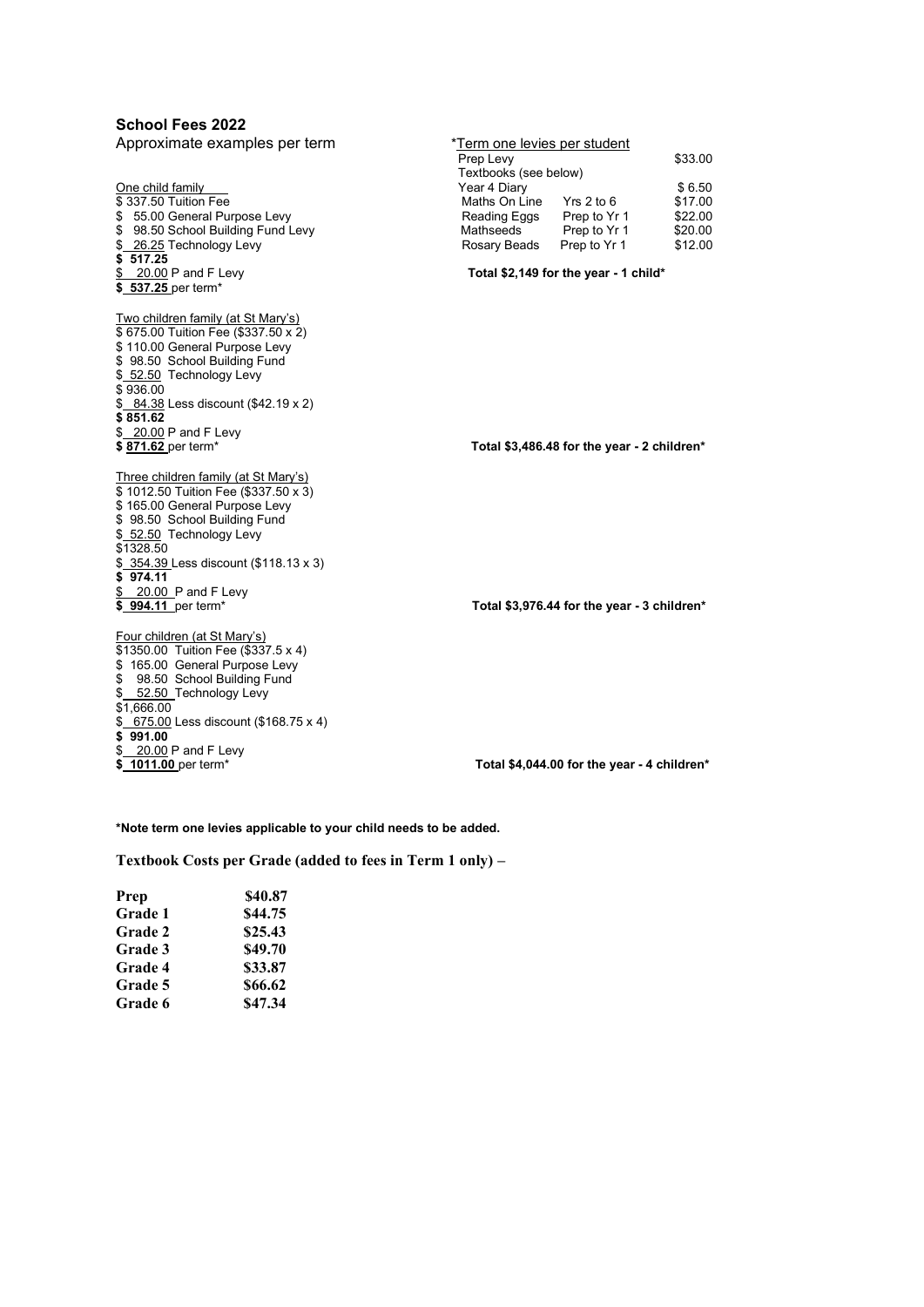## School Fees 2022

Approximate examples per term

One child family

$ 337.50 Tuition Fee
$ 55.00 General Purpose Levy
$ 98.50 School Building Fund Levy
$ 26.25 Technology Levy
**$ 517.25**
$ 20.00 P and F Levy
**$ 537.25** per term*

Two children family (at St Mary's)

$ 675.00 Tuition Fee ($337.50 x 2)
$ 110.00 General Purpose Levy
$ 98.50 School Building Fund
$ 52.50 Technology Levy
$ 936.00
$ 84.38 Less discount ($42.19 x 2)
**$ 851.62**
$ 20.00 P and F Levy
**$ 871.62** per term*

Three children family (at St Mary's)

$ 1012.50 Tuition Fee ($337.50 x 3)
$ 165.00 General Purpose Levy
$ 98.50 School Building Fund
$ 52.50 Technology Levy
$1328.50
$ 354.39 Less discount ($118.13 x 3)
**$ 974.11**
$ 20.00 P and F Levy
**$ 994.11** per term*

Four children (at St Mary's)

$1350.00 Tuition Fee ($337.5 x 4)
$ 165.00 General Purpose Levy
$ 98.50 School Building Fund
$ 52.50 Technology Levy
$1,666.00
$ 675.00 Less discount ($168.75 x 4)
**$ 991.00**
$ 20.00 P and F Levy
**$ 1011.00** per term*

*Term one levies per student

| | | |
|---|---|---|
| Prep Levy | | $33.00 |
| Textbooks (see below) | | |
| Year 4 Diary | | $ 6.50 |
| Maths On Line | Yrs 2 to 6 | $17.00 |
| Reading Eggs | Prep to Yr 1 | $22.00 |
| Mathseeds | Prep to Yr 1 | $20.00 |
| Rosary Beads | Prep to Yr 1 | $12.00 |

**Total $2,149 for the year - 1 child***

**Total $3,486.48 for the year - 2 children***

**Total $3,976.44 for the year - 3 children***

**Total $4,044.00 for the year - 4 children***

***Note term one levies applicable to your child needs to be added.**

**Textbook Costs per Grade (added to fees in Term 1 only) –**

| | |
|---|---|
| **Prep** | **$40.87** |
| **Grade 1** | **$44.75** |
| **Grade 2** | **$25.43** |
| **Grade 3** | **$49.70** |
| **Grade 4** | **$33.87** |
| **Grade 5** | **$66.62** |
| **Grade 6** | **$47.34** |